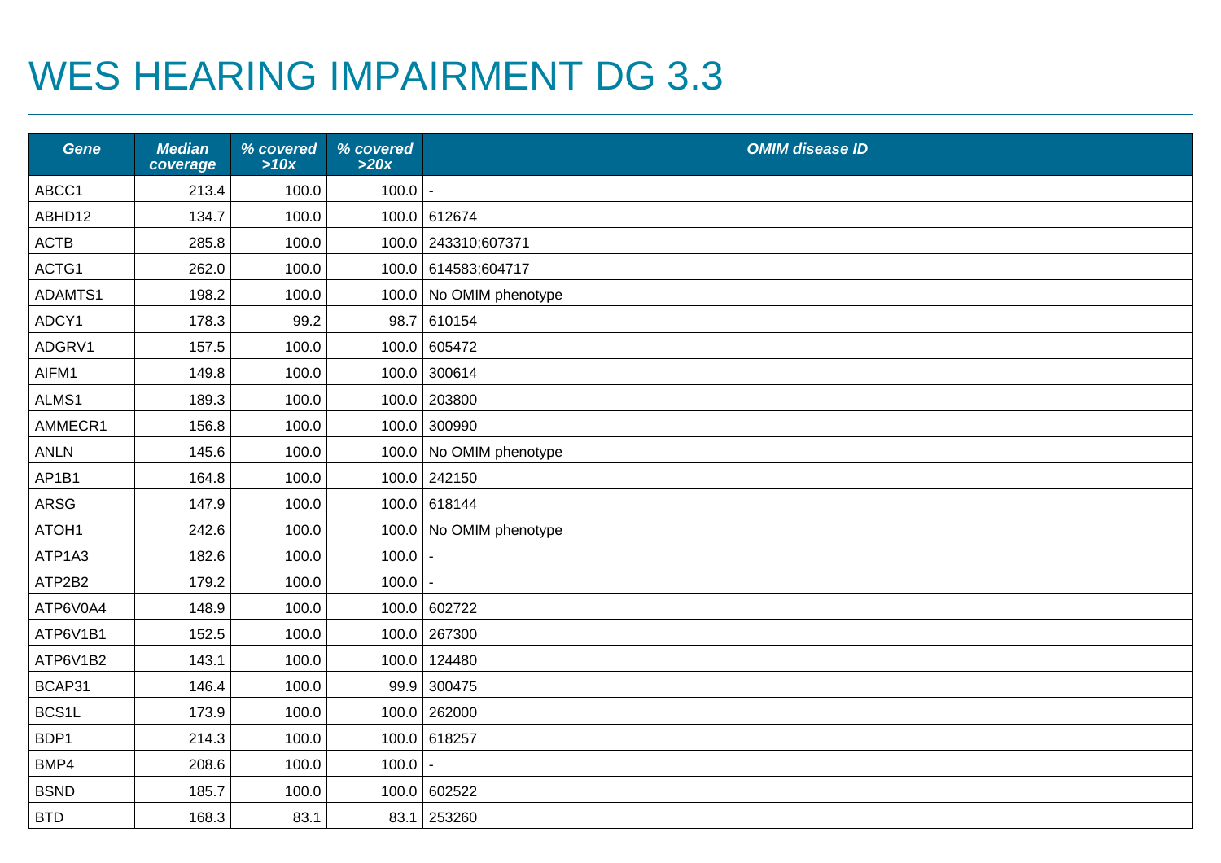# WES HEARING IMPAIRMENT DG 3.3

| Gene | Median coverage | % covered >10x | % covered >20x | OMIM disease ID |
|---|---|---|---|---|
| ABCC1 | 213.4 | 100.0 | 100.0 | - |
| ABHD12 | 134.7 | 100.0 | 100.0 | 612674 |
| ACTB | 285.8 | 100.0 | 100.0 | 243310;607371 |
| ACTG1 | 262.0 | 100.0 | 100.0 | 614583;604717 |
| ADAMTS1 | 198.2 | 100.0 | 100.0 | No OMIM phenotype |
| ADCY1 | 178.3 | 99.2 | 98.7 | 610154 |
| ADGRV1 | 157.5 | 100.0 | 100.0 | 605472 |
| AIFM1 | 149.8 | 100.0 | 100.0 | 300614 |
| ALMS1 | 189.3 | 100.0 | 100.0 | 203800 |
| AMMECR1 | 156.8 | 100.0 | 100.0 | 300990 |
| ANLN | 145.6 | 100.0 | 100.0 | No OMIM phenotype |
| AP1B1 | 164.8 | 100.0 | 100.0 | 242150 |
| ARSG | 147.9 | 100.0 | 100.0 | 618144 |
| ATOH1 | 242.6 | 100.0 | 100.0 | No OMIM phenotype |
| ATP1A3 | 182.6 | 100.0 | 100.0 | - |
| ATP2B2 | 179.2 | 100.0 | 100.0 | - |
| ATP6V0A4 | 148.9 | 100.0 | 100.0 | 602722 |
| ATP6V1B1 | 152.5 | 100.0 | 100.0 | 267300 |
| ATP6V1B2 | 143.1 | 100.0 | 100.0 | 124480 |
| BCAP31 | 146.4 | 100.0 | 99.9 | 300475 |
| BCS1L | 173.9 | 100.0 | 100.0 | 262000 |
| BDP1 | 214.3 | 100.0 | 100.0 | 618257 |
| BMP4 | 208.6 | 100.0 | 100.0 | - |
| BSND | 185.7 | 100.0 | 100.0 | 602522 |
| BTD | 168.3 | 83.1 | 83.1 | 253260 |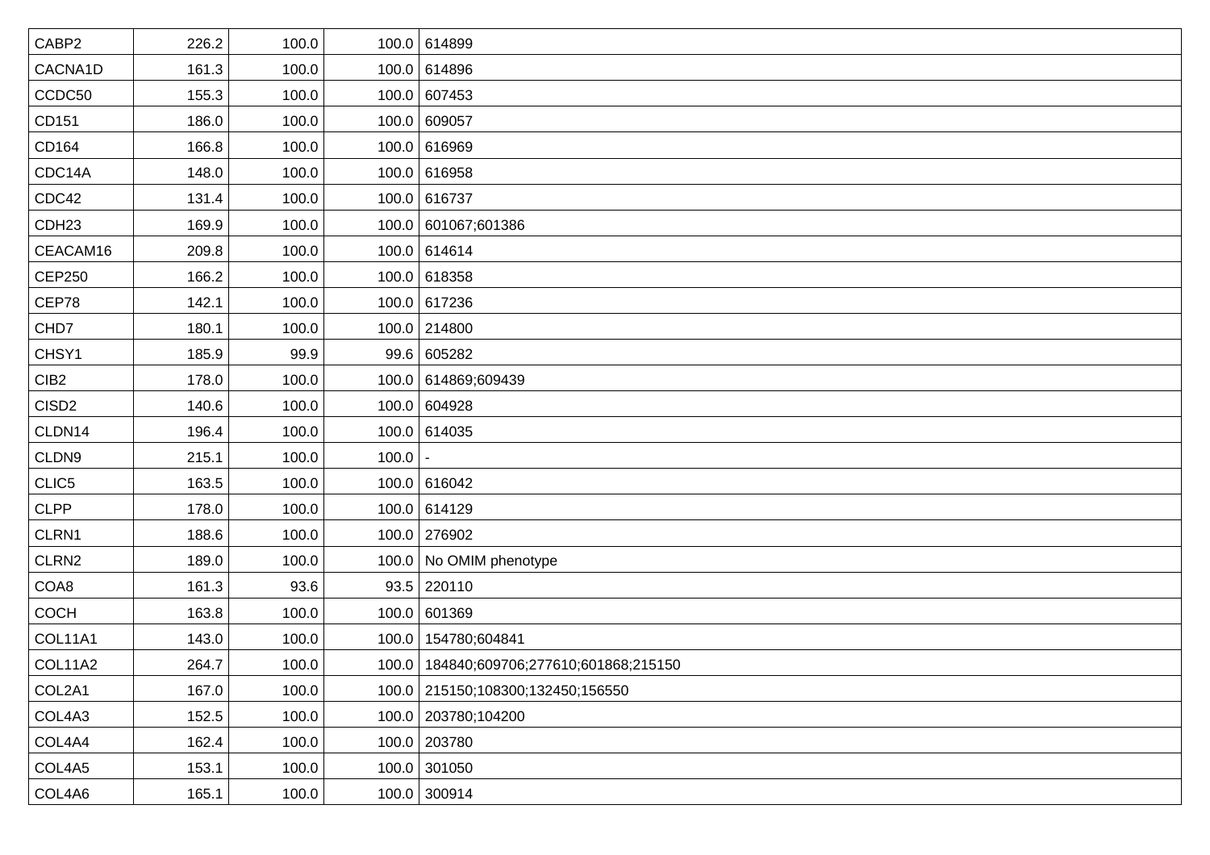| | | | | |
|---|---|---|---|---|
| CABP2 | 226.2 | 100.0 | 100.0 | 614899 |
| CACNA1D | 161.3 | 100.0 | 100.0 | 614896 |
| CCDC50 | 155.3 | 100.0 | 100.0 | 607453 |
| CD151 | 186.0 | 100.0 | 100.0 | 609057 |
| CD164 | 166.8 | 100.0 | 100.0 | 616969 |
| CDC14A | 148.0 | 100.0 | 100.0 | 616958 |
| CDC42 | 131.4 | 100.0 | 100.0 | 616737 |
| CDH23 | 169.9 | 100.0 | 100.0 | 601067;601386 |
| CEACAM16 | 209.8 | 100.0 | 100.0 | 614614 |
| CEP250 | 166.2 | 100.0 | 100.0 | 618358 |
| CEP78 | 142.1 | 100.0 | 100.0 | 617236 |
| CHD7 | 180.1 | 100.0 | 100.0 | 214800 |
| CHSY1 | 185.9 | 99.9 | 99.6 | 605282 |
| CIB2 | 178.0 | 100.0 | 100.0 | 614869;609439 |
| CISD2 | 140.6 | 100.0 | 100.0 | 604928 |
| CLDN14 | 196.4 | 100.0 | 100.0 | 614035 |
| CLDN9 | 215.1 | 100.0 | 100.0 | - |
| CLIC5 | 163.5 | 100.0 | 100.0 | 616042 |
| CLPP | 178.0 | 100.0 | 100.0 | 614129 |
| CLRN1 | 188.6 | 100.0 | 100.0 | 276902 |
| CLRN2 | 189.0 | 100.0 | 100.0 | No OMIM phenotype |
| COA8 | 161.3 | 93.6 | 93.5 | 220110 |
| COCH | 163.8 | 100.0 | 100.0 | 601369 |
| COL11A1 | 143.0 | 100.0 | 100.0 | 154780;604841 |
| COL11A2 | 264.7 | 100.0 | 100.0 | 184840;609706;277610;601868;215150 |
| COL2A1 | 167.0 | 100.0 | 100.0 | 215150;108300;132450;156550 |
| COL4A3 | 152.5 | 100.0 | 100.0 | 203780;104200 |
| COL4A4 | 162.4 | 100.0 | 100.0 | 203780 |
| COL4A5 | 153.1 | 100.0 | 100.0 | 301050 |
| COL4A6 | 165.1 | 100.0 | 100.0 | 300914 |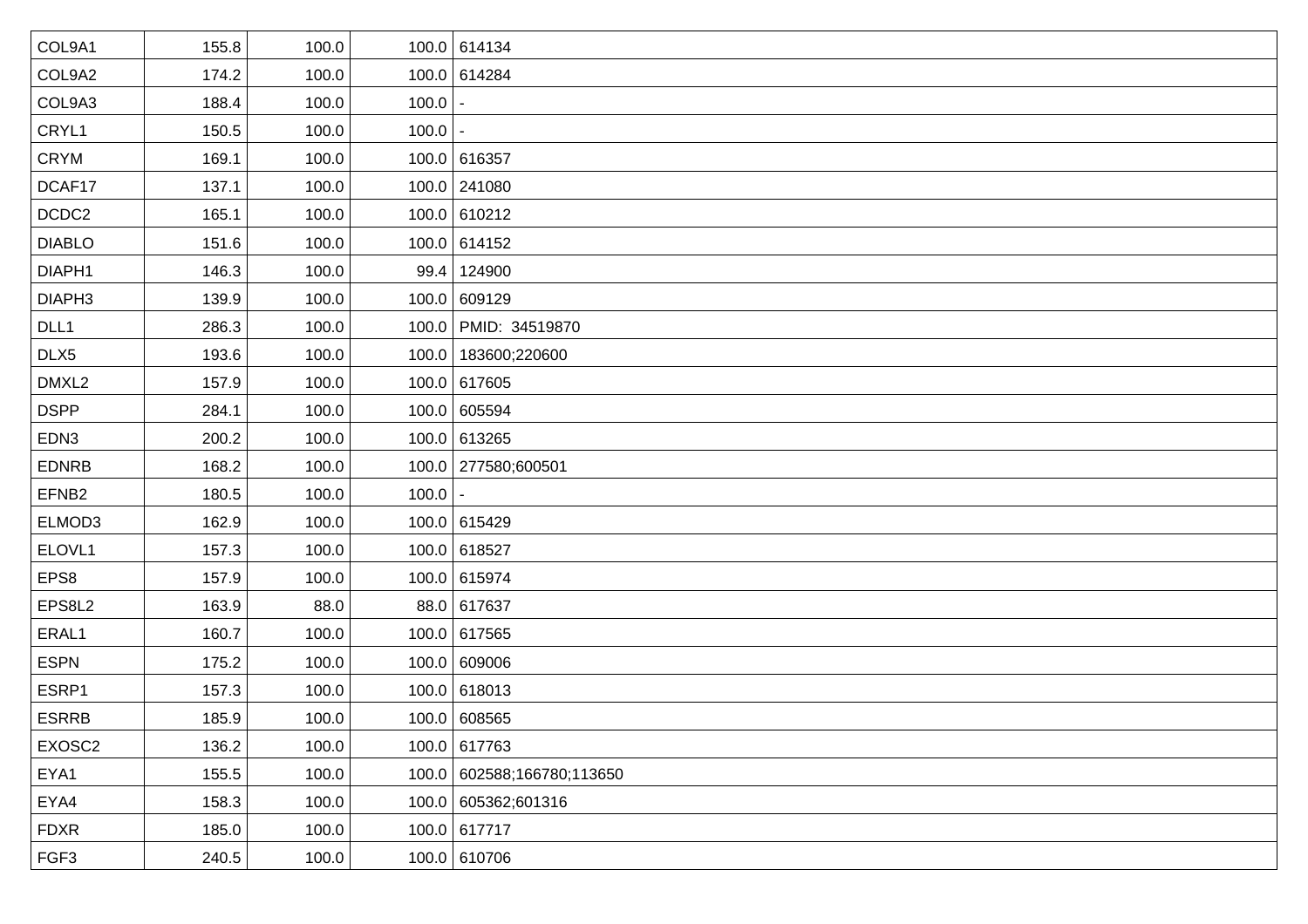| | | | | |
|---|---|---|---|---|
| COL9A1 | 155.8 | 100.0 | 100.0 | 614134 |
| COL9A2 | 174.2 | 100.0 | 100.0 | 614284 |
| COL9A3 | 188.4 | 100.0 | 100.0 | - |
| CRYL1 | 150.5 | 100.0 | 100.0 | - |
| CRYM | 169.1 | 100.0 | 100.0 | 616357 |
| DCAF17 | 137.1 | 100.0 | 100.0 | 241080 |
| DCDC2 | 165.1 | 100.0 | 100.0 | 610212 |
| DIABLO | 151.6 | 100.0 | 100.0 | 614152 |
| DIAPH1 | 146.3 | 100.0 | 99.4 | 124900 |
| DIAPH3 | 139.9 | 100.0 | 100.0 | 609129 |
| DLL1 | 286.3 | 100.0 | 100.0 | PMID: 34519870 |
| DLX5 | 193.6 | 100.0 | 100.0 | 183600;220600 |
| DMXL2 | 157.9 | 100.0 | 100.0 | 617605 |
| DSPP | 284.1 | 100.0 | 100.0 | 605594 |
| EDN3 | 200.2 | 100.0 | 100.0 | 613265 |
| EDNRB | 168.2 | 100.0 | 100.0 | 277580;600501 |
| EFNB2 | 180.5 | 100.0 | 100.0 | - |
| ELMOD3 | 162.9 | 100.0 | 100.0 | 615429 |
| ELOVL1 | 157.3 | 100.0 | 100.0 | 618527 |
| EPS8 | 157.9 | 100.0 | 100.0 | 615974 |
| EPS8L2 | 163.9 | 88.0 | 88.0 | 617637 |
| ERAL1 | 160.7 | 100.0 | 100.0 | 617565 |
| ESPN | 175.2 | 100.0 | 100.0 | 609006 |
| ESRP1 | 157.3 | 100.0 | 100.0 | 618013 |
| ESRRB | 185.9 | 100.0 | 100.0 | 608565 |
| EXOSC2 | 136.2 | 100.0 | 100.0 | 617763 |
| EYA1 | 155.5 | 100.0 | 100.0 | 602588;166780;113650 |
| EYA4 | 158.3 | 100.0 | 100.0 | 605362;601316 |
| FDXR | 185.0 | 100.0 | 100.0 | 617717 |
| FGF3 | 240.5 | 100.0 | 100.0 | 610706 |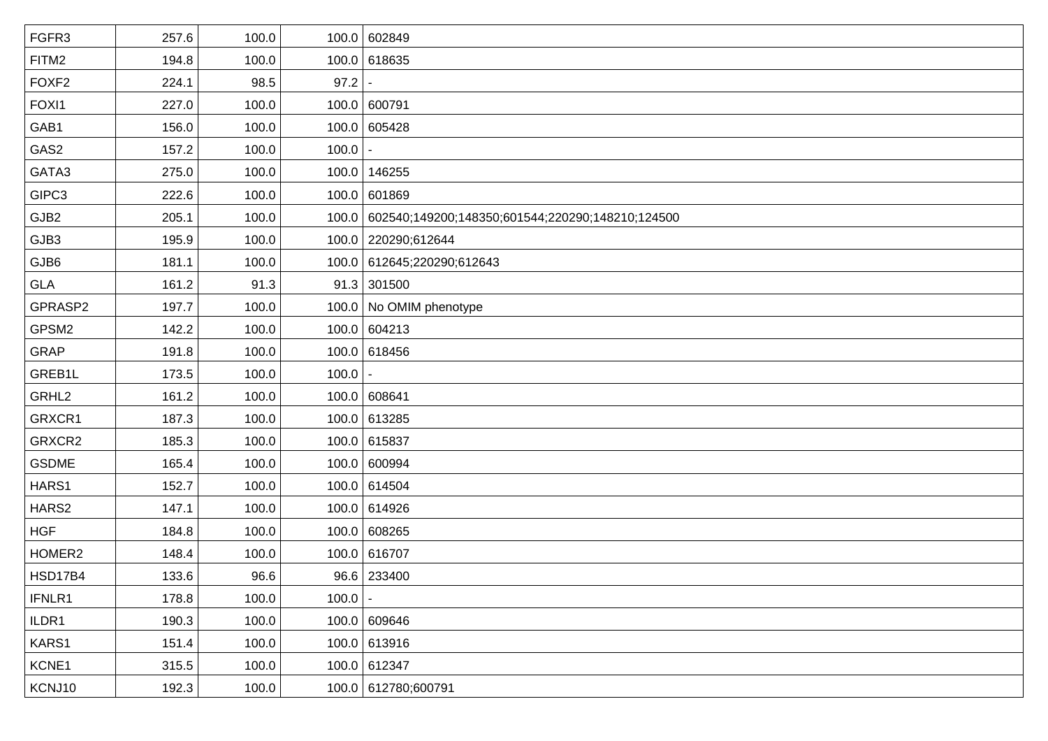| | | | | |
|---|---|---|---|---|
| FGFR3 | 257.6 | 100.0 | 100.0 | 602849 |
| FITM2 | 194.8 | 100.0 | 100.0 | 618635 |
| FOXF2 | 224.1 | 98.5 | 97.2 | - |
| FOXI1 | 227.0 | 100.0 | 100.0 | 600791 |
| GAB1 | 156.0 | 100.0 | 100.0 | 605428 |
| GAS2 | 157.2 | 100.0 | 100.0 | - |
| GATA3 | 275.0 | 100.0 | 100.0 | 146255 |
| GIPC3 | 222.6 | 100.0 | 100.0 | 601869 |
| GJB2 | 205.1 | 100.0 | 100.0 | 602540;149200;148350;601544;220290;148210;124500 |
| GJB3 | 195.9 | 100.0 | 100.0 | 220290;612644 |
| GJB6 | 181.1 | 100.0 | 100.0 | 612645;220290;612643 |
| GLA | 161.2 | 91.3 | 91.3 | 301500 |
| GPRASP2 | 197.7 | 100.0 | 100.0 | No OMIM phenotype |
| GPSM2 | 142.2 | 100.0 | 100.0 | 604213 |
| GRAP | 191.8 | 100.0 | 100.0 | 618456 |
| GREB1L | 173.5 | 100.0 | 100.0 | - |
| GRHL2 | 161.2 | 100.0 | 100.0 | 608641 |
| GRXCR1 | 187.3 | 100.0 | 100.0 | 613285 |
| GRXCR2 | 185.3 | 100.0 | 100.0 | 615837 |
| GSDME | 165.4 | 100.0 | 100.0 | 600994 |
| HARS1 | 152.7 | 100.0 | 100.0 | 614504 |
| HARS2 | 147.1 | 100.0 | 100.0 | 614926 |
| HGF | 184.8 | 100.0 | 100.0 | 608265 |
| HOMER2 | 148.4 | 100.0 | 100.0 | 616707 |
| HSD17B4 | 133.6 | 96.6 | 96.6 | 233400 |
| IFNLR1 | 178.8 | 100.0 | 100.0 | - |
| ILDR1 | 190.3 | 100.0 | 100.0 | 609646 |
| KARS1 | 151.4 | 100.0 | 100.0 | 613916 |
| KCNE1 | 315.5 | 100.0 | 100.0 | 612347 |
| KCNJ10 | 192.3 | 100.0 | 100.0 | 612780;600791 |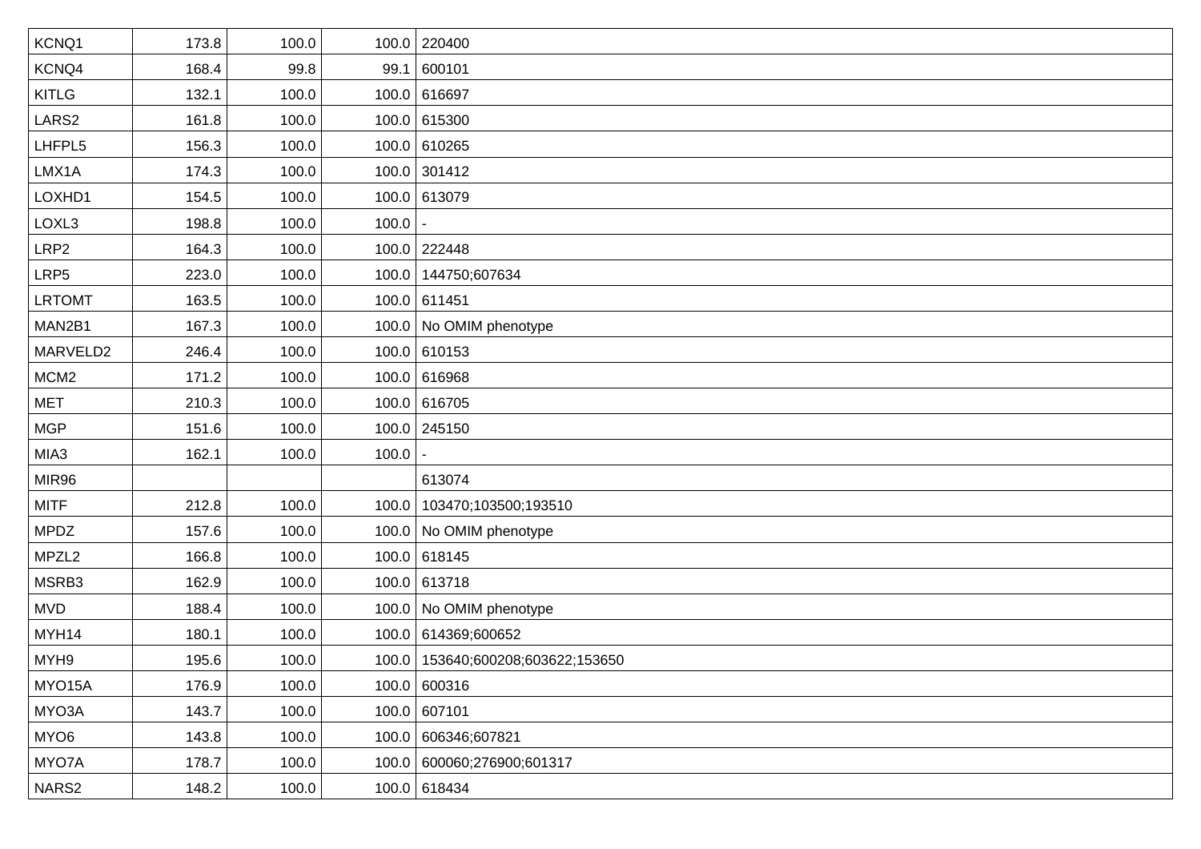| KCNQ1 | 173.8 | 100.0 | 100.0 | 220400 |
|---|---|---|---|---|
| KCNQ4 | 168.4 | 99.8 | 99.1 | 600101 |
| KITLG | 132.1 | 100.0 | 100.0 | 616697 |
| LARS2 | 161.8 | 100.0 | 100.0 | 615300 |
| LHFPL5 | 156.3 | 100.0 | 100.0 | 610265 |
| LMX1A | 174.3 | 100.0 | 100.0 | 301412 |
| LOXHD1 | 154.5 | 100.0 | 100.0 | 613079 |
| LOXL3 | 198.8 | 100.0 | 100.0 | - |
| LRP2 | 164.3 | 100.0 | 100.0 | 222448 |
| LRP5 | 223.0 | 100.0 | 100.0 | 144750;607634 |
| LRTOMT | 163.5 | 100.0 | 100.0 | 611451 |
| MAN2B1 | 167.3 | 100.0 | 100.0 | No OMIM phenotype |
| MARVELD2 | 246.4 | 100.0 | 100.0 | 610153 |
| MCM2 | 171.2 | 100.0 | 100.0 | 616968 |
| MET | 210.3 | 100.0 | 100.0 | 616705 |
| MGP | 151.6 | 100.0 | 100.0 | 245150 |
| MIA3 | 162.1 | 100.0 | 100.0 | - |
| MIR96 | | | | 613074 |
| MITF | 212.8 | 100.0 | 100.0 | 103470;103500;193510 |
| MPDZ | 157.6 | 100.0 | 100.0 | No OMIM phenotype |
| MPZL2 | 166.8 | 100.0 | 100.0 | 618145 |
| MSRB3 | 162.9 | 100.0 | 100.0 | 613718 |
| MVD | 188.4 | 100.0 | 100.0 | No OMIM phenotype |
| MYH14 | 180.1 | 100.0 | 100.0 | 614369;600652 |
| MYH9 | 195.6 | 100.0 | 100.0 | 153640;600208;603622;153650 |
| MYO15A | 176.9 | 100.0 | 100.0 | 600316 |
| MYO3A | 143.7 | 100.0 | 100.0 | 607101 |
| MYO6 | 143.8 | 100.0 | 100.0 | 606346;607821 |
| MYO7A | 178.7 | 100.0 | 100.0 | 600060;276900;601317 |
| NARS2 | 148.2 | 100.0 | 100.0 | 618434 |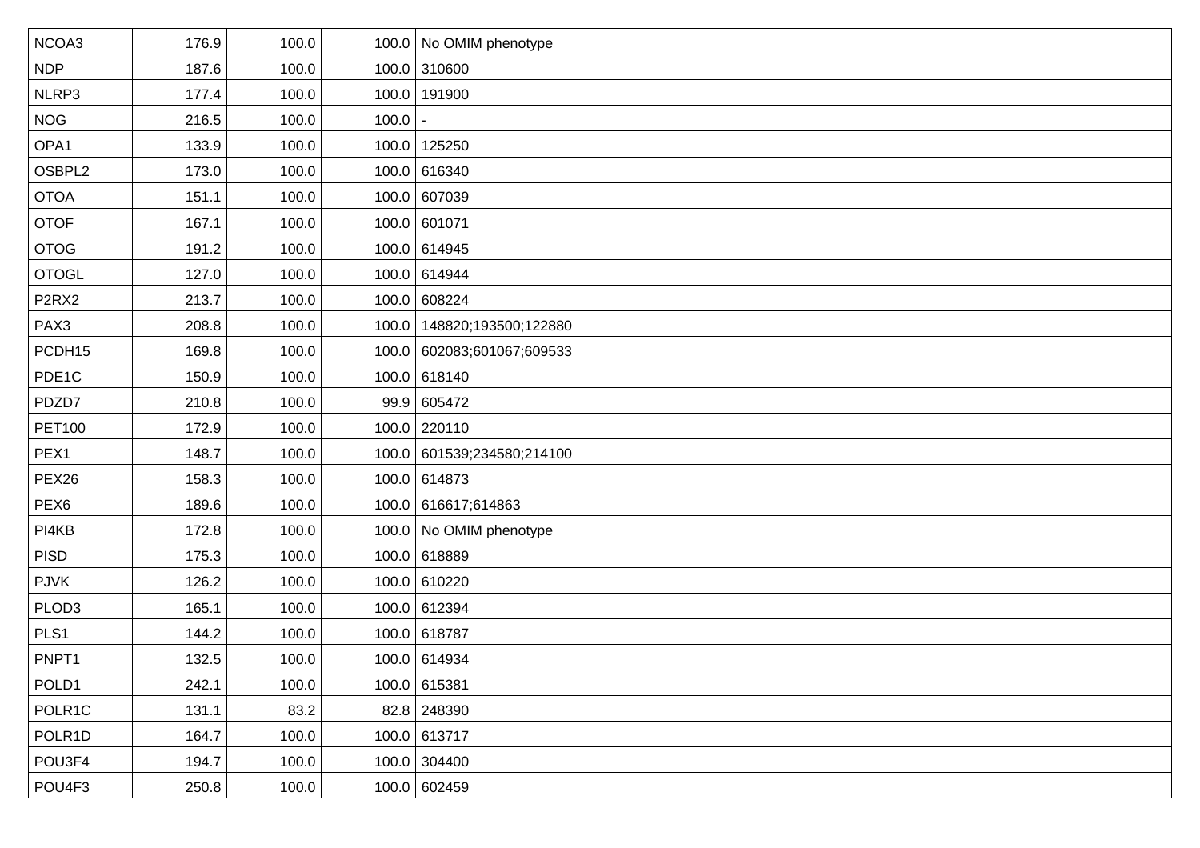| NCOA3 | 176.9 | 100.0 | 100.0 | No OMIM phenotype |
|---|---|---|---|---|
| NDP | 187.6 | 100.0 | 100.0 | 310600 |
| NLRP3 | 177.4 | 100.0 | 100.0 | 191900 |
| NOG | 216.5 | 100.0 | 100.0 | - |
| OPA1 | 133.9 | 100.0 | 100.0 | 125250 |
| OSBPL2 | 173.0 | 100.0 | 100.0 | 616340 |
| OTOA | 151.1 | 100.0 | 100.0 | 607039 |
| OTOF | 167.1 | 100.0 | 100.0 | 601071 |
| OTOG | 191.2 | 100.0 | 100.0 | 614945 |
| OTOGL | 127.0 | 100.0 | 100.0 | 614944 |
| P2RX2 | 213.7 | 100.0 | 100.0 | 608224 |
| PAX3 | 208.8 | 100.0 | 100.0 | 148820;193500;122880 |
| PCDH15 | 169.8 | 100.0 | 100.0 | 602083;601067;609533 |
| PDE1C | 150.9 | 100.0 | 100.0 | 618140 |
| PDZD7 | 210.8 | 100.0 | 99.9 | 605472 |
| PET100 | 172.9 | 100.0 | 100.0 | 220110 |
| PEX1 | 148.7 | 100.0 | 100.0 | 601539;234580;214100 |
| PEX26 | 158.3 | 100.0 | 100.0 | 614873 |
| PEX6 | 189.6 | 100.0 | 100.0 | 616617;614863 |
| PI4KB | 172.8 | 100.0 | 100.0 | No OMIM phenotype |
| PISD | 175.3 | 100.0 | 100.0 | 618889 |
| PJVK | 126.2 | 100.0 | 100.0 | 610220 |
| PLOD3 | 165.1 | 100.0 | 100.0 | 612394 |
| PLS1 | 144.2 | 100.0 | 100.0 | 618787 |
| PNPT1 | 132.5 | 100.0 | 100.0 | 614934 |
| POLD1 | 242.1 | 100.0 | 100.0 | 615381 |
| POLR1C | 131.1 | 83.2 | 82.8 | 248390 |
| POLR1D | 164.7 | 100.0 | 100.0 | 613717 |
| POU3F4 | 194.7 | 100.0 | 100.0 | 304400 |
| POU4F3 | 250.8 | 100.0 | 100.0 | 602459 |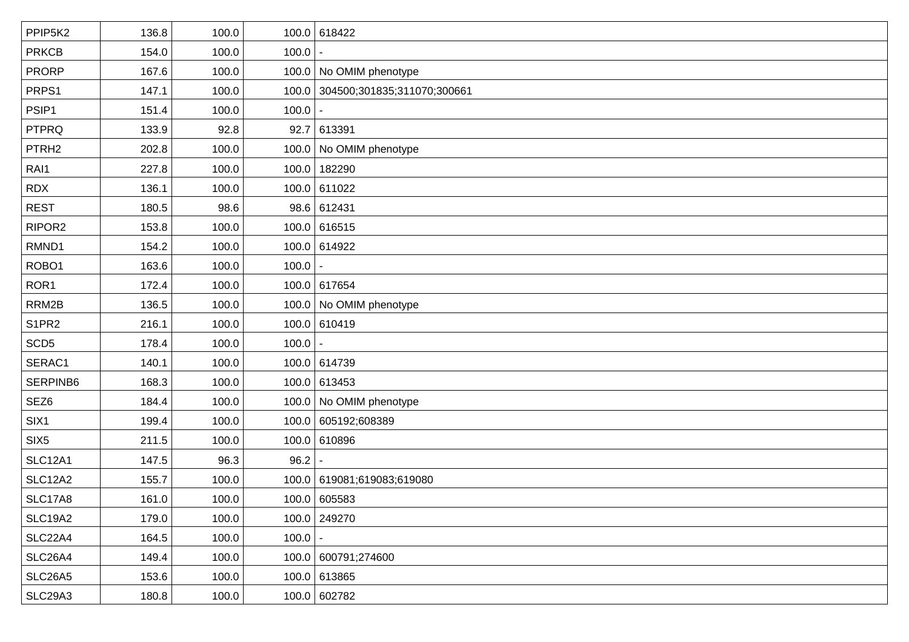| | | | | |
|---|---|---|---|---|
| PPIP5K2 | 136.8 | 100.0 | 100.0 | 618422 |
| PRKCB | 154.0 | 100.0 | 100.0 | - |
| PRORP | 167.6 | 100.0 | 100.0 | No OMIM phenotype |
| PRPS1 | 147.1 | 100.0 | 100.0 | 304500;301835;311070;300661 |
| PSIP1 | 151.4 | 100.0 | 100.0 | - |
| PTPRQ | 133.9 | 92.8 | 92.7 | 613391 |
| PTRH2 | 202.8 | 100.0 | 100.0 | No OMIM phenotype |
| RAI1 | 227.8 | 100.0 | 100.0 | 182290 |
| RDX | 136.1 | 100.0 | 100.0 | 611022 |
| REST | 180.5 | 98.6 | 98.6 | 612431 |
| RIPOR2 | 153.8 | 100.0 | 100.0 | 616515 |
| RMND1 | 154.2 | 100.0 | 100.0 | 614922 |
| ROBO1 | 163.6 | 100.0 | 100.0 | - |
| ROR1 | 172.4 | 100.0 | 100.0 | 617654 |
| RRM2B | 136.5 | 100.0 | 100.0 | No OMIM phenotype |
| S1PR2 | 216.1 | 100.0 | 100.0 | 610419 |
| SCD5 | 178.4 | 100.0 | 100.0 | - |
| SERAC1 | 140.1 | 100.0 | 100.0 | 614739 |
| SERPINB6 | 168.3 | 100.0 | 100.0 | 613453 |
| SEZ6 | 184.4 | 100.0 | 100.0 | No OMIM phenotype |
| SIX1 | 199.4 | 100.0 | 100.0 | 605192;608389 |
| SIX5 | 211.5 | 100.0 | 100.0 | 610896 |
| SLC12A1 | 147.5 | 96.3 | 96.2 | - |
| SLC12A2 | 155.7 | 100.0 | 100.0 | 619081;619083;619080 |
| SLC17A8 | 161.0 | 100.0 | 100.0 | 605583 |
| SLC19A2 | 179.0 | 100.0 | 100.0 | 249270 |
| SLC22A4 | 164.5 | 100.0 | 100.0 | - |
| SLC26A4 | 149.4 | 100.0 | 100.0 | 600791;274600 |
| SLC26A5 | 153.6 | 100.0 | 100.0 | 613865 |
| SLC29A3 | 180.8 | 100.0 | 100.0 | 602782 |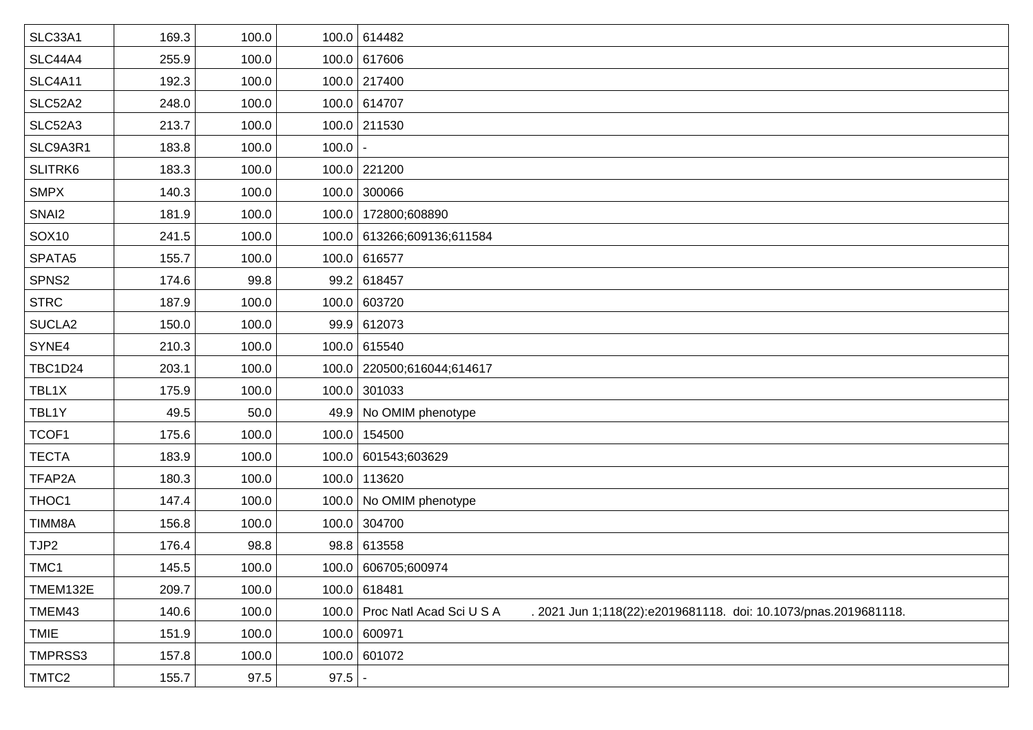| | | | | |
|---|---|---|---|---|
| SLC33A1 | 169.3 | 100.0 | 100.0 | 614482 |
| SLC44A4 | 255.9 | 100.0 | 100.0 | 617606 |
| SLC4A11 | 192.3 | 100.0 | 100.0 | 217400 |
| SLC52A2 | 248.0 | 100.0 | 100.0 | 614707 |
| SLC52A3 | 213.7 | 100.0 | 100.0 | 211530 |
| SLC9A3R1 | 183.8 | 100.0 | 100.0 | - |
| SLITRK6 | 183.3 | 100.0 | 100.0 | 221200 |
| SMPX | 140.3 | 100.0 | 100.0 | 300066 |
| SNAI2 | 181.9 | 100.0 | 100.0 | 172800;608890 |
| SOX10 | 241.5 | 100.0 | 100.0 | 613266;609136;611584 |
| SPATA5 | 155.7 | 100.0 | 100.0 | 616577 |
| SPNS2 | 174.6 | 99.8 | 99.2 | 618457 |
| STRC | 187.9 | 100.0 | 100.0 | 603720 |
| SUCLA2 | 150.0 | 100.0 | 99.9 | 612073 |
| SYNE4 | 210.3 | 100.0 | 100.0 | 615540 |
| TBC1D24 | 203.1 | 100.0 | 100.0 | 220500;616044;614617 |
| TBL1X | 175.9 | 100.0 | 100.0 | 301033 |
| TBL1Y | 49.5 | 50.0 | 49.9 | No OMIM phenotype |
| TCOF1 | 175.6 | 100.0 | 100.0 | 154500 |
| TECTA | 183.9 | 100.0 | 100.0 | 601543;603629 |
| TFAP2A | 180.3 | 100.0 | 100.0 | 113620 |
| THOC1 | 147.4 | 100.0 | 100.0 | No OMIM phenotype |
| TIMM8A | 156.8 | 100.0 | 100.0 | 304700 |
| TJP2 | 176.4 | 98.8 | 98.8 | 613558 |
| TMC1 | 145.5 | 100.0 | 100.0 | 606705;600974 |
| TMEM132E | 209.7 | 100.0 | 100.0 | 618481 |
| TMEM43 | 140.6 | 100.0 | 100.0 | Proc Natl Acad Sci U S A . 2021 Jun 1;118(22):e2019681118. doi: 10.1073/pnas.2019681118. |
| TMIE | 151.9 | 100.0 | 100.0 | 600971 |
| TMPRSS3 | 157.8 | 100.0 | 100.0 | 601072 |
| TMTC2 | 155.7 | 97.5 | 97.5 | - |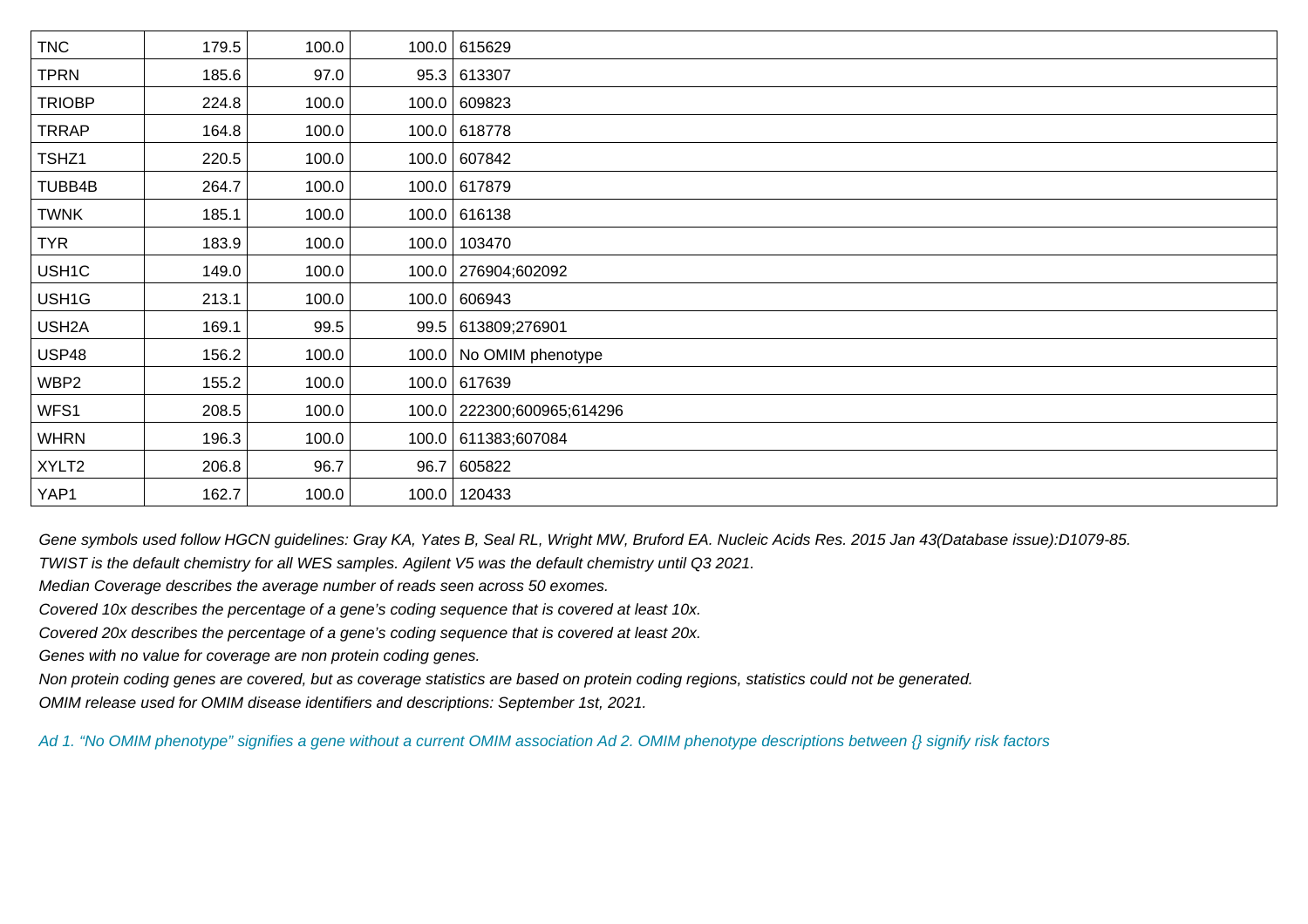| | | | | |
|---|---|---|---|---|
| TNC | 179.5 | 100.0 | 100.0 | 615629 |
| TPRN | 185.6 | 97.0 | 95.3 | 613307 |
| TRIOBP | 224.8 | 100.0 | 100.0 | 609823 |
| TRRAP | 164.8 | 100.0 | 100.0 | 618778 |
| TSHZ1 | 220.5 | 100.0 | 100.0 | 607842 |
| TUBB4B | 264.7 | 100.0 | 100.0 | 617879 |
| TWNK | 185.1 | 100.0 | 100.0 | 616138 |
| TYR | 183.9 | 100.0 | 100.0 | 103470 |
| USH1C | 149.0 | 100.0 | 100.0 | 276904;602092 |
| USH1G | 213.1 | 100.0 | 100.0 | 606943 |
| USH2A | 169.1 | 99.5 | 99.5 | 613809;276901 |
| USP48 | 156.2 | 100.0 | 100.0 | No OMIM phenotype |
| WBP2 | 155.2 | 100.0 | 100.0 | 617639 |
| WFS1 | 208.5 | 100.0 | 100.0 | 222300;600965;614296 |
| WHRN | 196.3 | 100.0 | 100.0 | 611383;607084 |
| XYLT2 | 206.8 | 96.7 | 96.7 | 605822 |
| YAP1 | 162.7 | 100.0 | 100.0 | 120433 |

*Gene symbols used follow HGCN guidelines: Gray KA, Yates B, Seal RL, Wright MW, Bruford EA. Nucleic Acids Res. 2015 Jan 43(Database issue):D1079-85.*

*TWIST is the default chemistry for all WES samples. Agilent V5 was the default chemistry until Q3 2021.*

*Median Coverage describes the average number of reads seen across 50 exomes.*

*Covered 10x describes the percentage of a gene's coding sequence that is covered at least 10x.*

*Covered 20x describes the percentage of a gene's coding sequence that is covered at least 20x.*

*Genes with no value for coverage are non protein coding genes.*

*Non protein coding genes are covered, but as coverage statistics are based on protein coding regions, statistics could not be generated.*

*OMIM release used for OMIM disease identifiers and descriptions: September 1st, 2021.*

*Ad 1. "No OMIM phenotype" signifies a gene without a current OMIM association Ad 2. OMIM phenotype descriptions between {} signify risk factors*